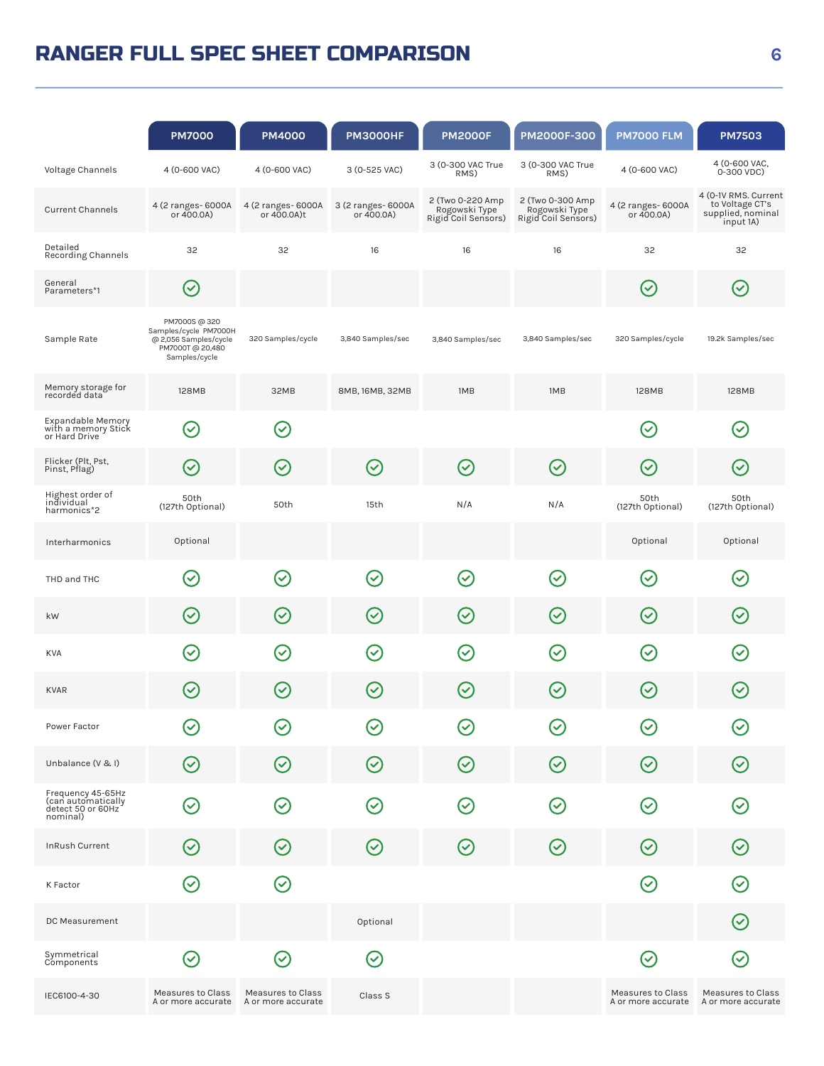# RANGER FULL SPEC SHEET COMPARISON

| | PM7000 | PM4000 | PM3000HF | PM2000F | PM2000F-300 | PM7000 FLM | PM7503 |
|---|---|---|---|---|---|---|---|
| Voltage Channels | 4 (0-600 VAC) | 4 (0-600 VAC) | 3 (0-525 VAC) | 3 (0-300 VAC True RMS) | 3 (0-300 VAC True RMS) | 4 (0-600 VAC) | 4 (0-600 VAC, 0-300 VDC) |
| Current Channels | 4 (2 ranges- 6000A or 400.0A) | 4 (2 ranges- 6000A or 400.0A)t | 3 (2 ranges- 6000A or 400.0A) | 2 (Two 0-220 Amp Rogowski Type Rigid Coil Sensors) | 2 (Two 0-300 Amp Rogowski Type Rigid Coil Sensors) | 4 (2 ranges- 6000A or 400.0A) | 4 (0-1V RMS. Current to Voltage CT's supplied, nominal input 1A) |
| Detailed Recording Channels | 32 | 32 | 16 | 16 | 16 | 32 | 32 |
| General Parameters*1 | ✓ | | | | | ✓ | ✓ |
| Sample Rate | PM7000S @ 320 Samples/cycle PM7000H @ 2,056 Samples/cycle PM7000T @ 20,480 Samples/cycle | 320 Samples/cycle | 3,840 Samples/sec | 3,840 Samples/sec | 3,840 Samples/sec | 320 Samples/cycle | 19.2k Samples/sec |
| Memory storage for recorded data | 128MB | 32MB | 8MB, 16MB, 32MB | 1MB | 1MB | 128MB | 128MB |
| Expandable Memory with a memory Stick or Hard Drive | ✓ | ✓ | | | | ✓ | ✓ |
| Flicker (Plt, Pst, Pinst, Pflag) | ✓ | ✓ | ✓ | ✓ | ✓ | ✓ | ✓ |
| Highest order of individual harmonics*2 | 50th (127th Optional) | 50th | 15th | N/A | N/A | 50th (127th Optional) | 50th (127th Optional) |
| Interharmonics | Optional | | | | | Optional | Optional |
| THD and THC | ✓ | ✓ | ✓ | ✓ | ✓ | ✓ | ✓ |
| kW | ✓ | ✓ | ✓ | ✓ | ✓ | ✓ | ✓ |
| KVA | ✓ | ✓ | ✓ | ✓ | ✓ | ✓ | ✓ |
| KVAR | ✓ | ✓ | ✓ | ✓ | ✓ | ✓ | ✓ |
| Power Factor | ✓ | ✓ | ✓ | ✓ | ✓ | ✓ | ✓ |
| Unbalance (V & I) | ✓ | ✓ | ✓ | ✓ | ✓ | ✓ | ✓ |
| Frequency 45-65Hz (can automatically detect 50 or 60Hz nominal) | ✓ | ✓ | ✓ | ✓ | ✓ | ✓ | ✓ |
| InRush Current | ✓ | ✓ | ✓ | ✓ | ✓ | ✓ | ✓ |
| K Factor | ✓ | ✓ | | | | ✓ | ✓ |
| DC Measurement | | | Optional | | | | ✓ |
| Symmetrical Components | ✓ | ✓ | ✓ | | | ✓ | ✓ |
| IEC6100-4-30 | Measures to Class A or more accurate | Measures to Class A or more accurate | Class S | | | Measures to Class A or more accurate | Measures to Class A or more accurate |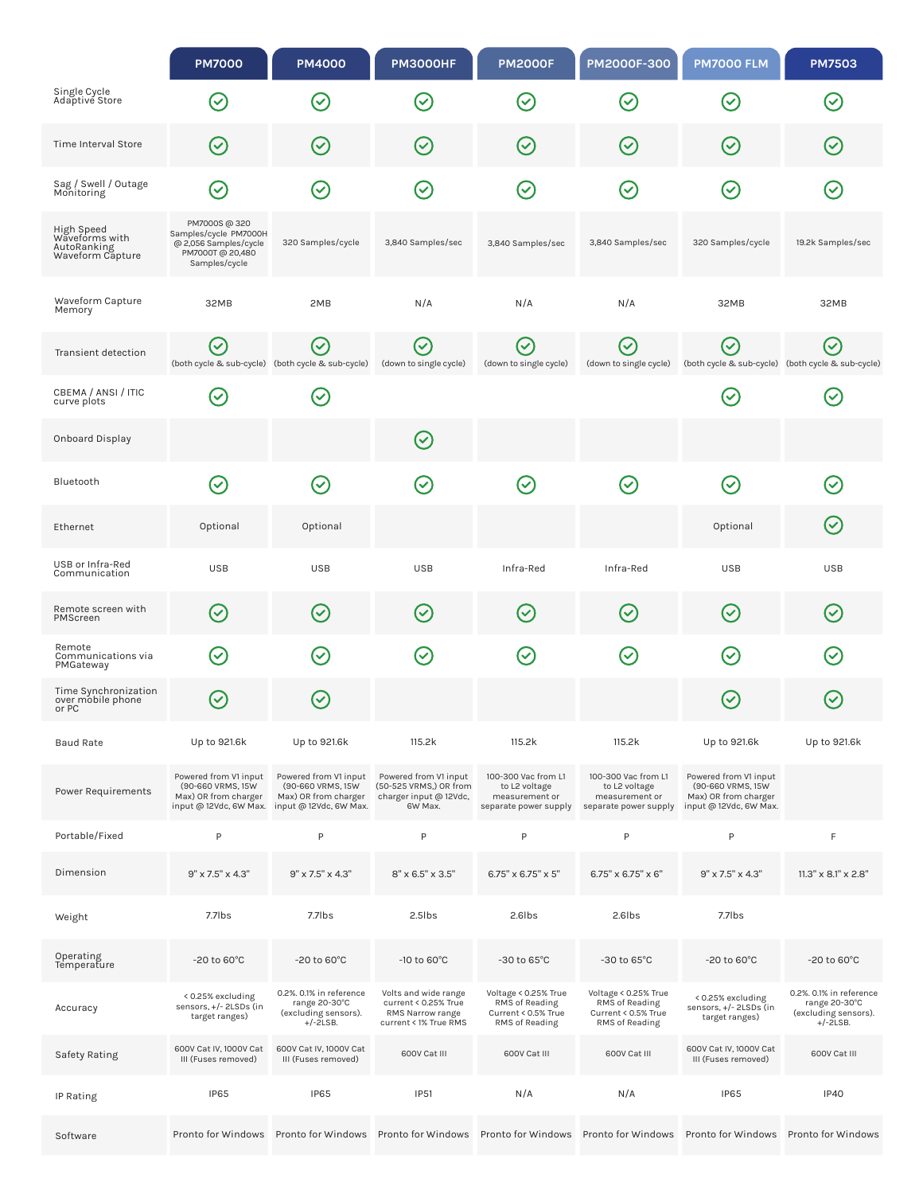| | PM7000 | PM4000 | PM3000HF | PM2000F | PM2000F-300 | PM7000 FLM | PM7503 |
|---|---|---|---|---|---|---|---|
| Single Cycle Adaptive Store | ✓ | ✓ | ✓ | ✓ | ✓ | ✓ | ✓ |
| Time Interval Store | ✓ | ✓ | ✓ | ✓ | ✓ | ✓ | ✓ |
| Sag / Swell / Outage Monitoring | ✓ | ✓ | ✓ | ✓ | ✓ | ✓ | ✓ |
| High Speed Waveforms with AutoRanking Waveform Capture | PM7000S @ 320 Samples/cycle PM7000H @ 2,056 Samples/cycle PM7000T @ 20,480 Samples/cycle | 320 Samples/cycle | 3,840 Samples/sec | 3,840 Samples/sec | 3,840 Samples/sec | 320 Samples/cycle | 19.2k Samples/sec |
| Waveform Capture Memory | 32MB | 2MB | N/A | N/A | N/A | 32MB | 32MB |
| Transient detection | ✓ (both cycle & sub-cycle) | ✓ (both cycle & sub-cycle) | ✓ (down to single cycle) | ✓ (down to single cycle) | ✓ (down to single cycle) | ✓ (both cycle & sub-cycle) | ✓ (both cycle & sub-cycle) |
| CBEMA / ANSI / ITIC curve plots | ✓ | ✓ | | | | ✓ | ✓ |
| Onboard Display | | | ✓ | | | | |
| Bluetooth | ✓ | ✓ | ✓ | ✓ | ✓ | ✓ | ✓ |
| Ethernet | Optional | Optional | | | | Optional | ✓ |
| USB or Infra-Red Communication | USB | USB | USB | Infra-Red | Infra-Red | USB | USB |
| Remote screen with PMScreen | ✓ | ✓ | ✓ | ✓ | ✓ | ✓ | ✓ |
| Remote Communications via PMGateway | ✓ | ✓ | ✓ | ✓ | ✓ | ✓ | ✓ |
| Time Synchronization over mobile phone or PC | ✓ | ✓ | | | | ✓ | ✓ |
| Baud Rate | Up to 921.6k | Up to 921.6k | 115.2k | 115.2k | 115.2k | Up to 921.6k | Up to 921.6k |
| Power Requirements | Powered from V1 input (90-660 VRMS, 15W Max) OR from charger input @ 12Vdc, 6W Max. | Powered from V1 input (90-660 VRMS, 15W Max) OR from charger input @ 12Vdc, 6W Max. | Powered from V1 input (50-525 VRMS,) OR from charger input @ 12Vdc, 6W Max. | 100-300 Vac from L1 to L2 voltage measurement or separate power supply | 100-300 Vac from L1 to L2 voltage measurement or separate power supply | Powered from V1 input (90-660 VRMS, 15W Max) OR from charger input @ 12Vdc, 6W Max. | |
| Portable/Fixed | P | P | P | P | P | P | F |
| Dimension | 9" x 7.5" x 4.3" | 9" x 7.5" x 4.3" | 8" x 6.5" x 3.5" | 6.75" x 6.75" x 5" | 6.75" x 6.75" x 6" | 9" x 7.5" x 4.3" | 11.3" x 8.1" x 2.8" |
| Weight | 7.7lbs | 7.7lbs | 2.5lbs | 2.6lbs | 2.6lbs | 7.7lbs | |
| Operating Temperature | -20 to 60°C | -20 to 60°C | -10 to 60°C | -30 to 65°C | -30 to 65°C | -20 to 60°C | -20 to 60°C |
| Accuracy | < 0.25% excluding sensors, +/- 2LSDs (in target ranges) | 0.2%. 0.1% in reference range 20-30°C (excluding sensors). +/-2LSB. | Volts and wide range current < 0.25% True RMS Narrow range current < 1% True RMS | Voltage < 0.25% True RMS of Reading Current < 0.5% True RMS of Reading | Voltage < 0.25% True RMS of Reading Current < 0.5% True RMS of Reading | < 0.25% excluding sensors, +/- 2LSDs (in target ranges) | 0.2%. 0.1% in reference range 20-30°C (excluding sensors). +/-2LSB. |
| Safety Rating | 600V Cat IV, 1000V Cat III (Fuses removed) | 600V Cat IV, 1000V Cat III (Fuses removed) | 600V Cat III | 600V Cat III | 600V Cat III | 600V Cat IV, 1000V Cat III (Fuses removed) | 600V Cat III |
| IP Rating | IP65 | IP65 | IP51 | N/A | N/A | IP65 | IP40 |
| Software | Pronto for Windows | Pronto for Windows | Pronto for Windows | Pronto for Windows | Pronto for Windows | Pronto for Windows | Pronto for Windows |